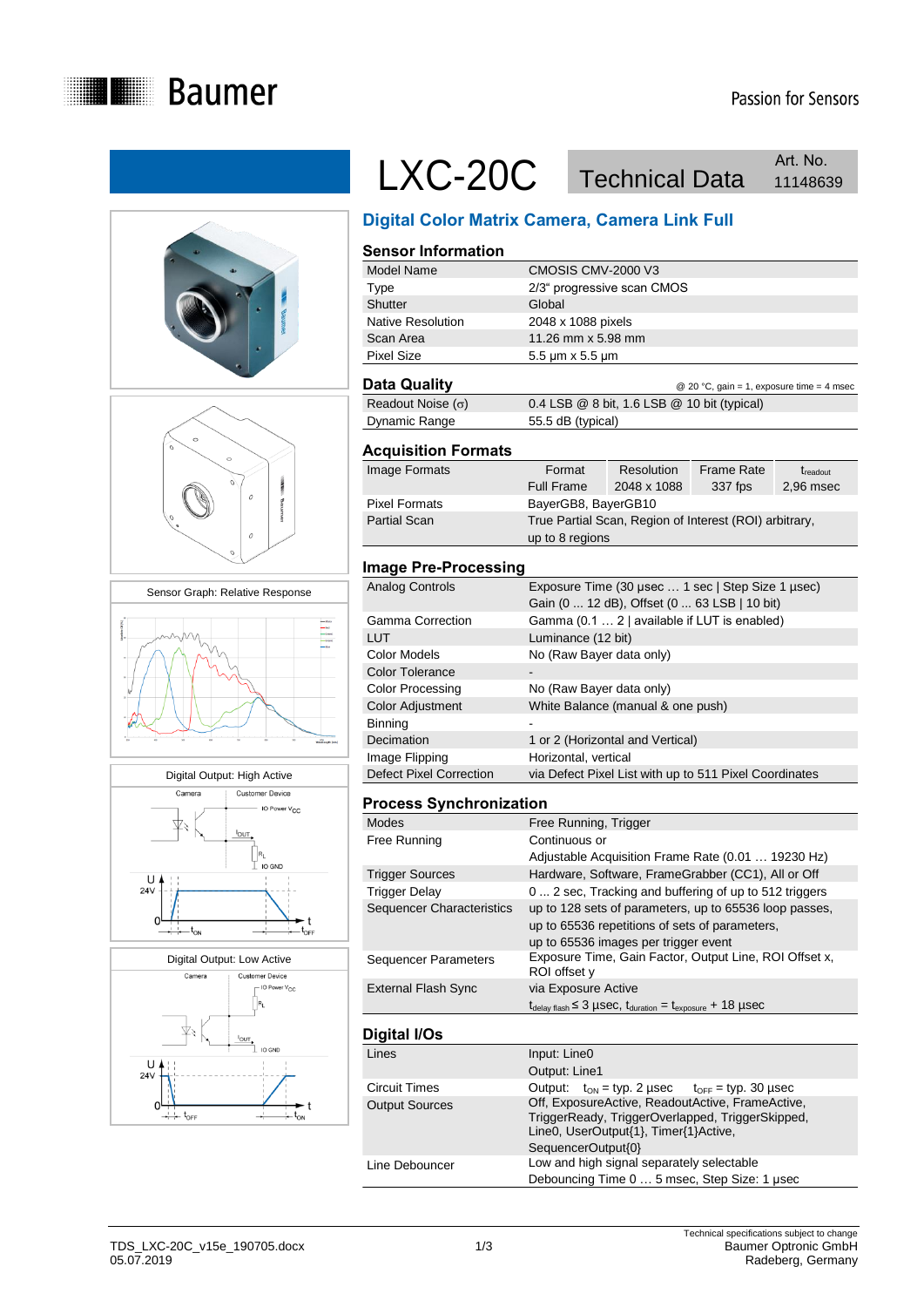# LXC-20C Technical Data

Art. No. 11148639

## Digital Color Matrix Camera, Camera Link Full

### Sensor Information

| | |
|---|---|
| Model Name | CMOSIS CMV-2000 V3 |
| Type | 2/3“ progressive scan CMOS |
| Shutter | Global |
| Native Resolution | 2048 x 1088 pixels |
| Scan Area | 11.26 mm x 5.98 mm |
| Pixel Size | 5.5 µm x 5.5 µm |

### Data Quality

@ 20 °C, gain = 1, exposure time = 4 msec

| | |
|---|---|
| Readout Noise (σ) | 0.4 LSB @ 8 bit, 1.6 LSB @ 10 bit (typical) |
| Dynamic Range | 55.5 dB (typical) |

### Acquisition Formats

| | | | | |
|---|---|---|---|---|
| Image Formats | Format | Resolution | Frame Rate | $t_{readout}$ |
| | Full Frame | 2048 x 1088 | 337 fps | 2,96 msec |
| Pixel Formats | BayerGB8, BayerGB10 | | | |
| Partial Scan | True Partial Scan, Region of Interest (ROI) arbitrary, up to 8 regions | | | |

### Image Pre-Processing

| | |
|---|---|
| Analog Controls | Exposure Time (30 µsec … 1 sec \| Step Size 1 µsec)<br>Gain (0 ... 12 dB), Offset (0 ... 63 LSB \| 10 bit) |
| Gamma Correction | Gamma (0.1 … 2 \| available if LUT is enabled) |
| LUT | Luminance (12 bit) |
| Color Models | No (Raw Bayer data only) |
| Color Tolerance | - |
| Color Processing | No (Raw Bayer data only) |
| Color Adjustment | White Balance (manual & one push) |
| Binning | - |
| Decimation | 1 or 2 (Horizontal and Vertical) |
| Image Flipping | Horizontal, vertical |
| Defect Pixel Correction | via Defect Pixel List with up to 511 Pixel Coordinates |

### Process Synchronization

| | |
|---|---|
| Modes | Free Running, Trigger |
| Free Running | Continuous or<br>Adjustable Acquisition Frame Rate (0.01 … 19230 Hz) |
| Trigger Sources | Hardware, Software, FrameGrabber (CC1), All or Off |
| Trigger Delay | 0 ... 2 sec, Tracking and buffering of up to 512 triggers |
| Sequencer Characteristics | up to 128 sets of parameters, up to 65536 loop passes, up to 65536 repetitions of sets of parameters, up to 65536 images per trigger event |
| Sequencer Parameters | Exposure Time, Gain Factor, Output Line, ROI Offset x, ROI offset y |
| External Flash Sync | via Exposure Active<br>$t_{delay\ flash} \leq 3$ µsec, $t_{duration} = t_{exposure} + 18$ µsec |

### Digital I/Os

| | |
|---|---|
| Lines | Input: Line0<br>Output: Line1 |
| Circuit Times | Output: $t_{ON}$ = typ. 2 µsec $t_{OFF}$ = typ. 30 µsec |
| Output Sources | Off, ExposureActive, ReadoutActive, FrameActive, TriggerReady, TriggerOverlapped, TriggerSkipped, Line0, UserOutput{1}, Timer{1}Active, SequencerOutput{0} |
| Line Debouncer | Low and high signal separately selectable<br>Debouncing Time 0 … 5 msec, Step Size: 1 µsec |

Sensor Graph: Relative Response

Digital Output: High Active

Digital Output: Low Active

TDS_LXC-20C_v15e_190705.docx
05.07.2019

Technical specifications subject to change
Baumer Optronic GmbH
Radeberg, Germany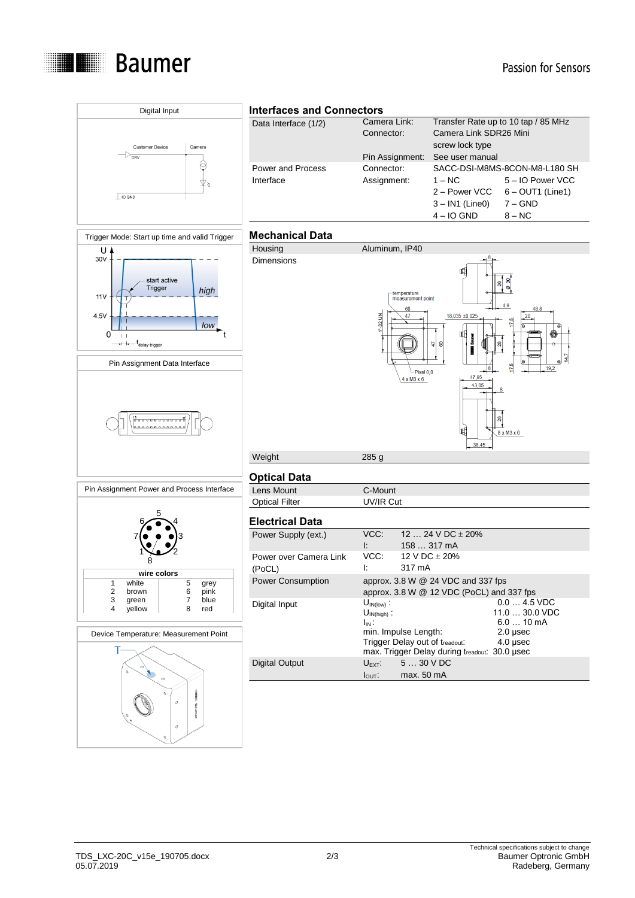## Digital Input

Customer Device | Camera

DRV

IO GND

## Trigger Mode: Start up time and valid Trigger

U

30V

11V

4.5V

0

start active Trigger

high

low

t

delay trigger

## Pin Assignment Data Interface

## Pin Assignment Power and Process Interface

| wire colors | | | |
|---|---|---|---|
| 1 white | | 5 | grey |
| 2 brown | | 6 | pink |
| 3 green | | 7 | blue |
| 4 yellow | | 8 | red |

## Device Temperature: Measurement Point

T

## Interfaces and Connectors

| | | |
|---|---|---|
| Data Interface (1/2) | Camera Link: | Transfer Rate up to 10 tap / 85 MHz |
| | Connector: | Camera Link SDR26 Mini screw lock type |
| | Pin Assignment: | See user manual |
| Power and Process Interface | Connector: | SACC-DSI-M8MS-8CON-M8-L180 SH |
| | Assignment: | 1 – NC; 5 – IO Power VCC |
| | | 2 – Power VCC; 6 – OUT1 (Line1) |
| | | 3 – IN1 (Line0); 7 – GND |
| | | 4 – IO GND; 8 – NC |

## Mechanical Data

| | |
|---|---|
| Housing | Aluminum, IP40 |
| Dimensions | |
| Weight | 285 g |

## Optical Data

| | |
|---|---|
| Lens Mount | C-Mount |
| Optical Filter | UV/IR Cut |

## Electrical Data

| | | |
|---|---|---|
| Power Supply (ext.) | VCC: | 12 … 24 V DC ± 20% |
| | I: | 158 … 317 mA |
| Power over Camera Link (PoCL) | VCC: | 12 V DC ± 20% |
| | I: | 317 mA |
| Power Consumption | approx. 3.8 W @ 24 VDC and 337 fps | |
| | approx. 3.8 W @ 12 VDC (PoCL) and 337 fps | |
| Digital Input | $U_{IN(low)}$: | 0.0 … 4.5 VDC |
| | $U_{IN(high)}$: | 11.0 … 30.0 VDC |
| | $I_{IN}$: | 6.0 … 10 mA |
| | min. Impulse Length: | 2.0 µsec |
| | Trigger Delay out of $t_{readout}$: | 4.0 µsec |
| | max. Trigger Delay during $t_{readout}$: | 30.0 µsec |
| Digital Output | $U_{EXT}$: | 5 … 30 V DC |
| | $I_{OUT}$: | max. 50 mA |

TDS_LXC-20C_v15e_190705.docx
05.07.2019

Technical specifications subject to change
Baumer Optronic GmbH
Radeberg, Germany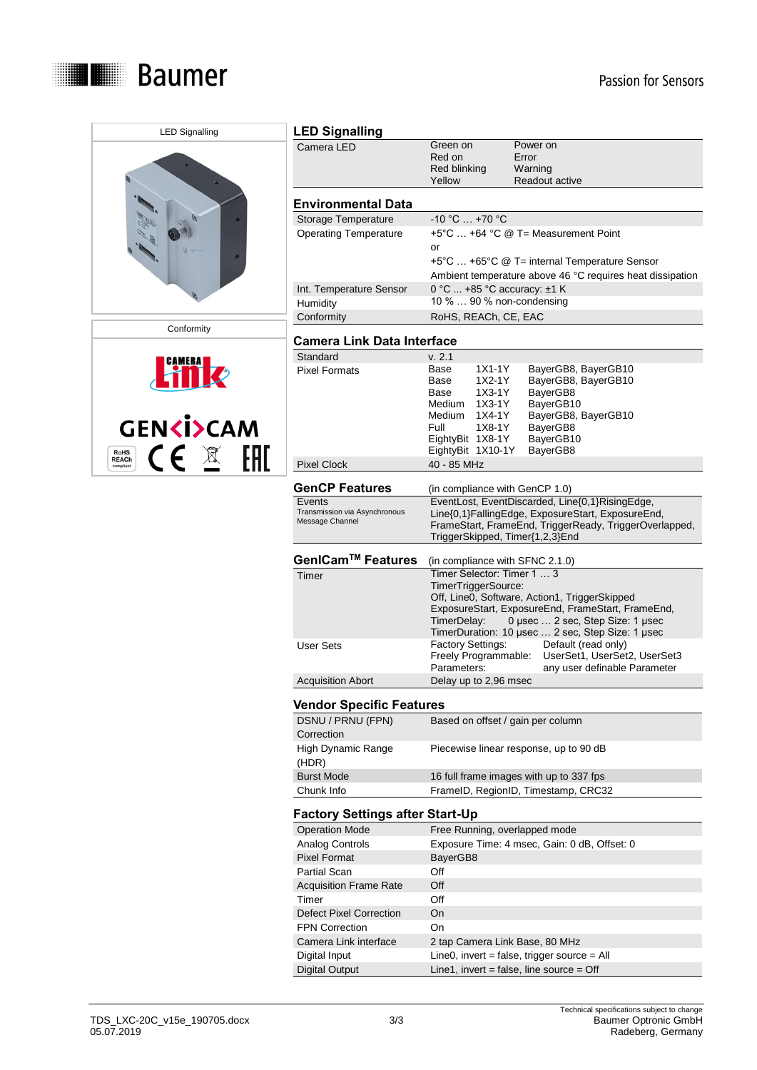LED Signalling

Conformity

## LED Signalling

| | | |
|---|---|---|
| Camera LED | Green on<br>Red on<br>Red blinking<br>Yellow | Power on<br>Error<br>Warning<br>Readout active |

## Environmental Data

| | |
|---|---|
| Storage Temperature | -10 °C … +70 °C |
| Operating Temperature | +5°C … +64 °C @ T= Measurement Point<br>or<br>+5°C … +65°C @ T= internal Temperature Sensor<br>Ambient temperature above 46 °C requires heat dissipation |
| Int. Temperature Sensor | 0 °C ... +85 °C accuracy: ±1 K |
| Humidity | 10 % … 90 % non-condensing |
| Conformity | RoHS, REACh, CE, EAC |

## Camera Link Data Interface

| | | | |
|---|---|---|---|
| Standard | v. 2.1 | | |
| Pixel Formats | Base | 1X1-1Y | BayerGB8, BayerGB10 |
| | Base | 1X2-1Y | BayerGB8, BayerGB10 |
| | Base | 1X3-1Y | BayerGB8 |
| | Medium | 1X3-1Y | BayerGB10 |
| | Medium | 1X4-1Y | BayerGB8, BayerGB10 |
| | Full | 1X8-1Y | BayerGB8 |
| | EightyBit | 1X8-1Y | BayerGB10 |
| | EightyBit | 1X10-1Y | BayerGB8 |
| Pixel Clock | 40 - 85 MHz | | |

## GenCP Features

(in compliance with GenCP 1.0)

| | |
|---|---|
| Events<br>Transmission via Asynchronous Message Channel | EventLost, EventDiscarded, Line{0,1}RisingEdge, Line{0,1}FallingEdge, ExposureStart, ExposureEnd, FrameStart, FrameEnd, TriggerReady, TriggerOverlapped, TriggerSkipped, Timer{1,2,3}End |

## GenICam™ Features

(in compliance with SFNC 2.1.0)

| | |
|---|---|
| Timer | Timer Selector: Timer 1 … 3<br>TimerTriggerSource:<br>Off, Line0, Software, Action1, TriggerSkipped<br>ExposureStart, ExposureEnd, FrameStart, FrameEnd,<br>TimerDelay: 0 µsec … 2 sec, Step Size: 1 µsec<br>TimerDuration: 10 µsec … 2 sec, Step Size: 1 µsec |
| User Sets | Factory Settings: Default (read only)<br>Freely Programmable: UserSet1, UserSet2, UserSet3<br>Parameters: any user definable Parameter |
| Acquisition Abort | Delay up to 2,96 msec |

## Vendor Specific Features

| | |
|---|---|
| DSNU / PRNU (FPN) Correction | Based on offset / gain per column |
| High Dynamic Range (HDR) | Piecewise linear response, up to 90 dB |
| Burst Mode | 16 full frame images with up to 337 fps |
| Chunk Info | FrameID, RegionID, Timestamp, CRC32 |

## Factory Settings after Start-Up

| | |
|---|---|
| Operation Mode | Free Running, overlapped mode |
| Analog Controls | Exposure Time: 4 msec, Gain: 0 dB, Offset: 0 |
| Pixel Format | BayerGB8 |
| Partial Scan | Off |
| Acquisition Frame Rate | Off |
| Timer | Off |
| Defect Pixel Correction | On |
| FPN Correction | On |
| Camera Link interface | 2 tap Camera Link Base, 80 MHz |
| Digital Input | Line0, invert = false, trigger source = All |
| Digital Output | Line1, invert = false, line source = Off |

TDS_LXC-20C_v15e_190705.docx
05.07.2019

Technical specifications subject to change
Baumer Optronic GmbH
Radeberg, Germany